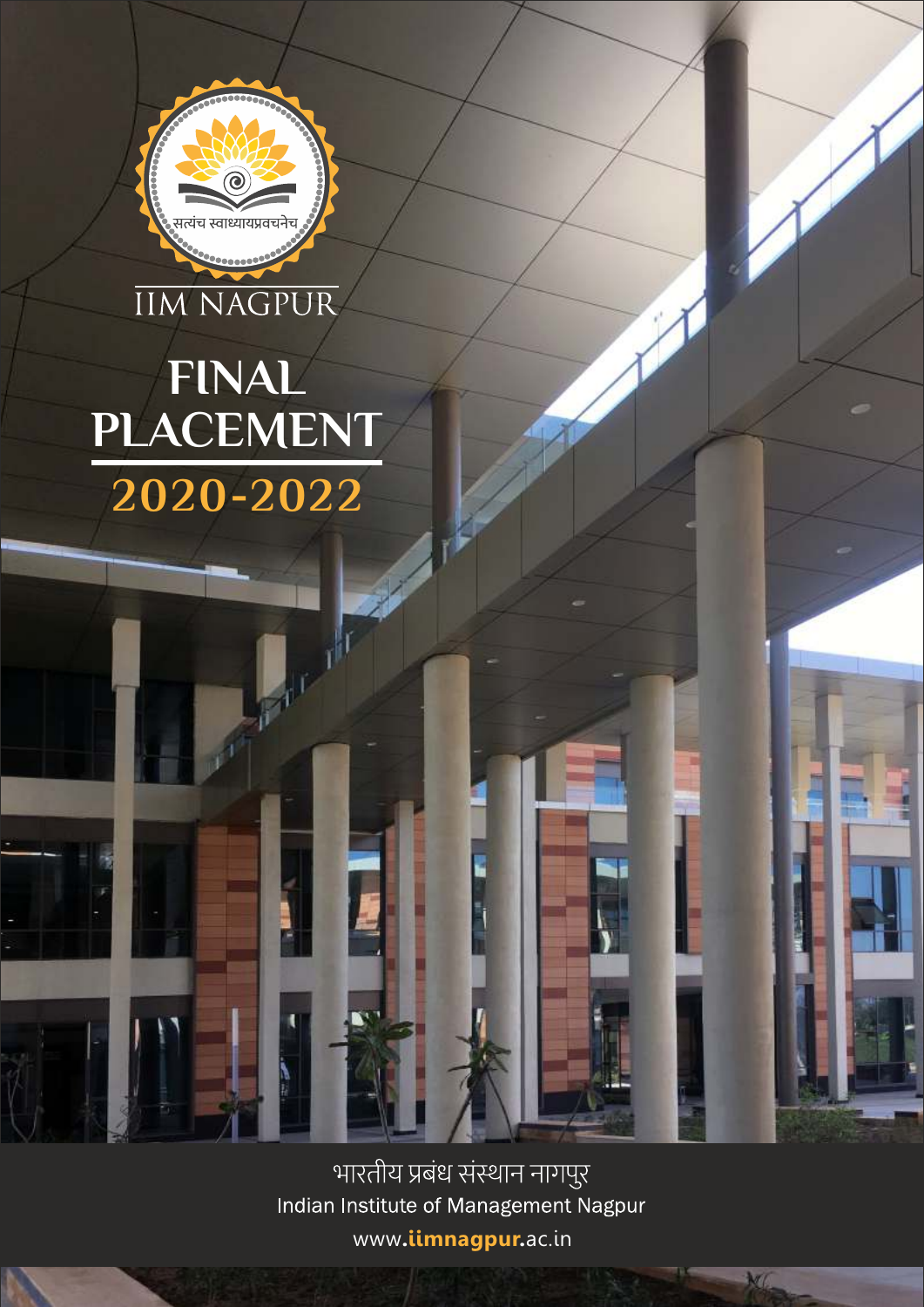सत्यंच स्वाध्यायप्रवचनेच

IIM NAGPUR

# FINAL PLACEMENT

## 2020-2022

भारतीय प्रबंध संस्थान नागपुर

Indian Institute of Management Nagpur

www.**iimnagpur**.ac.in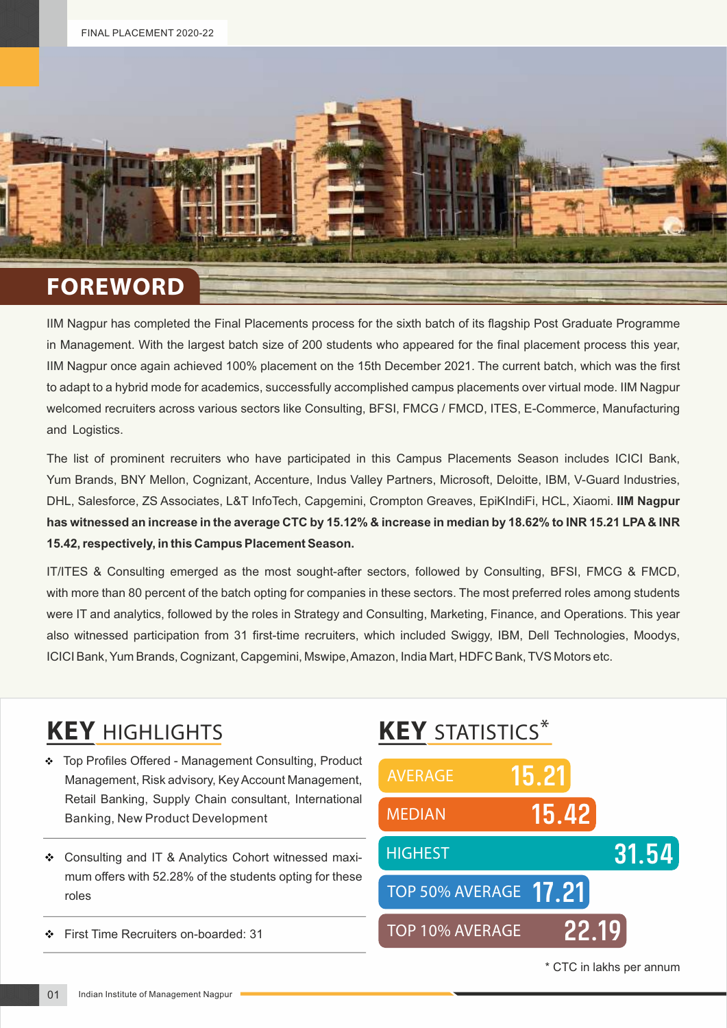## FOREWORD

IIM Nagpur has completed the Final Placements process for the sixth batch of its flagship Post Graduate Programme in Management. With the largest batch size of 200 students who appeared for the final placement process this year, IIM Nagpur once again achieved 100% placement on the 15th December 2021. The current batch, which was the first to adapt to a hybrid mode for academics, successfully accomplished campus placements over virtual mode. IIM Nagpur welcomed recruiters across various sectors like Consulting, BFSI, FMCG / FMCD, ITES, E-Commerce, Manufacturing and Logistics.

The list of prominent recruiters who have participated in this Campus Placements Season includes ICICI Bank, Yum Brands, BNY Mellon, Cognizant, Accenture, Indus Valley Partners, Microsoft, Deloitte, IBM, V-Guard Industries, DHL, Salesforce, ZS Associates, L&T InfoTech, Capgemini, Crompton Greaves, EpiKIndiFi, HCL, Xiaomi. **IIM Nagpur has witnessed an increase in the average CTC by 15.12% & increase in median by 18.62% to INR 15.21 LPA & INR 15.42, respectively, in this Campus Placement Season.**

IT/ITES & Consulting emerged as the most sought-after sectors, followed by Consulting, BFSI, FMCG & FMCD, with more than 80 percent of the batch opting for companies in these sectors. The most preferred roles among students were IT and analytics, followed by the roles in Strategy and Consulting, Marketing, Finance, and Operations. This year also witnessed participation from 31 first-time recruiters, which included Swiggy, IBM, Dell Technologies, Moodys, ICICI Bank, Yum Brands, Cognizant, Capgemini, Mswipe, Amazon, India Mart, HDFC Bank, TVS Motors etc.

## KEY HIGHLIGHTS

- Top Profiles Offered - Management Consulting, Product Management, Risk advisory, Key Account Management, Retail Banking, Supply Chain consultant, International Banking, New Product Development
- Consulting and IT & Analytics Cohort witnessed maximum offers with 52.28% of the students opting for these roles
- First Time Recruiters on-boarded: 31

## KEY STATISTICS*

| Metric | Value |
|---|---|
| AVERAGE | 15.21 |
| MEDIAN | 15.42 |
| HIGHEST | 31.54 |
| TOP 50% AVERAGE | 17.21 |
| TOP 10% AVERAGE | 22.19 |

\* CTC in lakhs per annum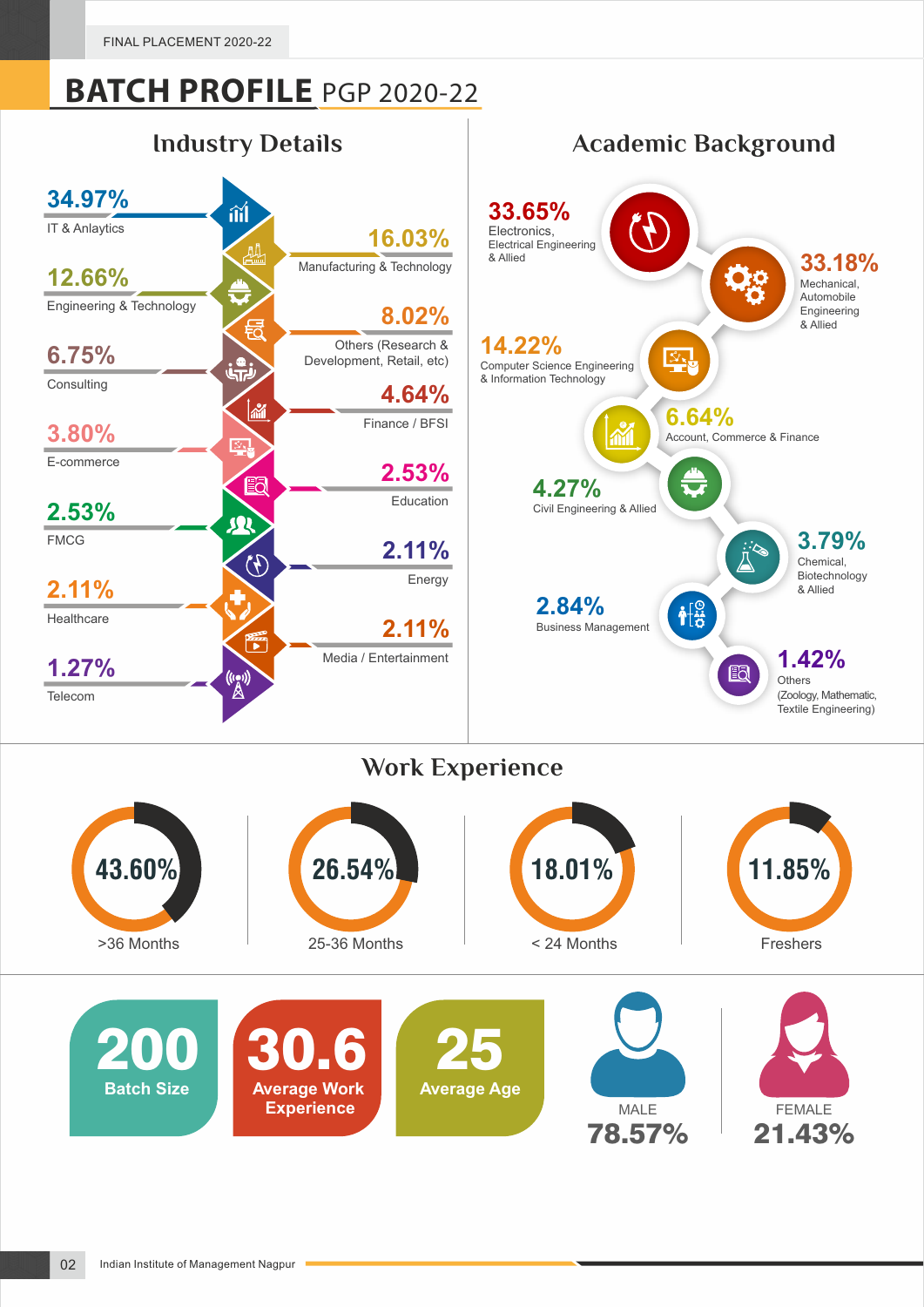FINAL PLACEMENT 2020-22

# BATCH PROFILE PGP 2020-22

## Industry Details

- 34.97% IT & Anlaytics
- 16.03% Manufacturing & Technology
- 12.66% Engineering & Technology
- 8.02% Others (Research & Development, Retail, etc)
- 6.75% Consulting
- 4.64% Finance / BFSI
- 3.80% E-commerce
- 2.53% Education
- 2.53% FMCG
- 2.11% Energy
- 2.11% Healthcare
- 2.11% Media / Entertainment
- 1.27% Telecom

## Academic Background

- 33.65% Electronics, Electrical Engineering & Allied
- 33.18% Mechanical, Automobile Engineering & Allied
- 14.22% Computer Science Engineering & Information Technology
- 6.64% Account, Commerce & Finance
- 4.27% Civil Engineering & Allied
- 3.79% Chemical, Biotechnology & Allied
- 2.84% Business Management
- 1.42% Others (Zoology, Mathematic, Textile Engineering)

## Work Experience

- 43.60% >36 Months
- 26.54% 25-36 Months
- 18.01% < 24 Months
- 11.85% Fresers

**200** Batch Size

**30.6** Average Work Experience

**25** Average Age

MALE **78.57%**

FEMALE **21.43%**

Indian Institute of Management Nagpur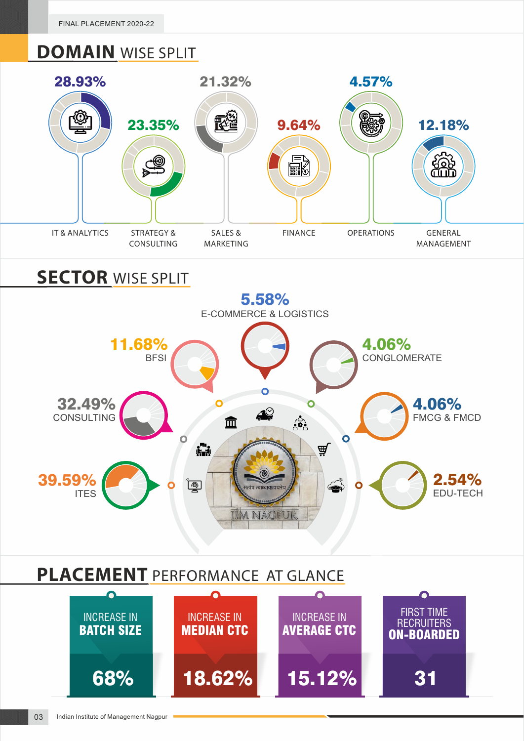# DOMAIN WISE SPLIT

| Domain | Share |
|---|---|
| IT & ANALYTICS | 28.93% |
| STRATEGY & CONSULTING | 23.35% |
| SALES & MARKETING | 21.32% |
| FINANCE | 9.64% |
| OPERATIONS | 4.57% |
| GENERAL MANAGEMENT | 12.18% |

# SECTOR WISE SPLIT

| Sector | Share |
|---|---|
| E-COMMERCE & LOGISTICS | 5.58% |
| BFSI | 11.68% |
| CONGLOMERATE | 4.06% |
| CONSULTING | 32.49% |
| FMCG & FMCD | 4.06% |
| ITES | 39.59% |
| EDU-TECH | 2.54% |

IIM NAGPUR

# PLACEMENT PERFORMANCE AT GLANCE

| INCREASE IN **BATCH SIZE** | INCREASE IN **MEDIAN CTC** | INCREASE IN **AVERAGE CTC** | FIRST TIME RECRUITERS **ON-BOARDED** |
|---|---|---|---|
| 68% | 18.62% | 15.12% | 31 |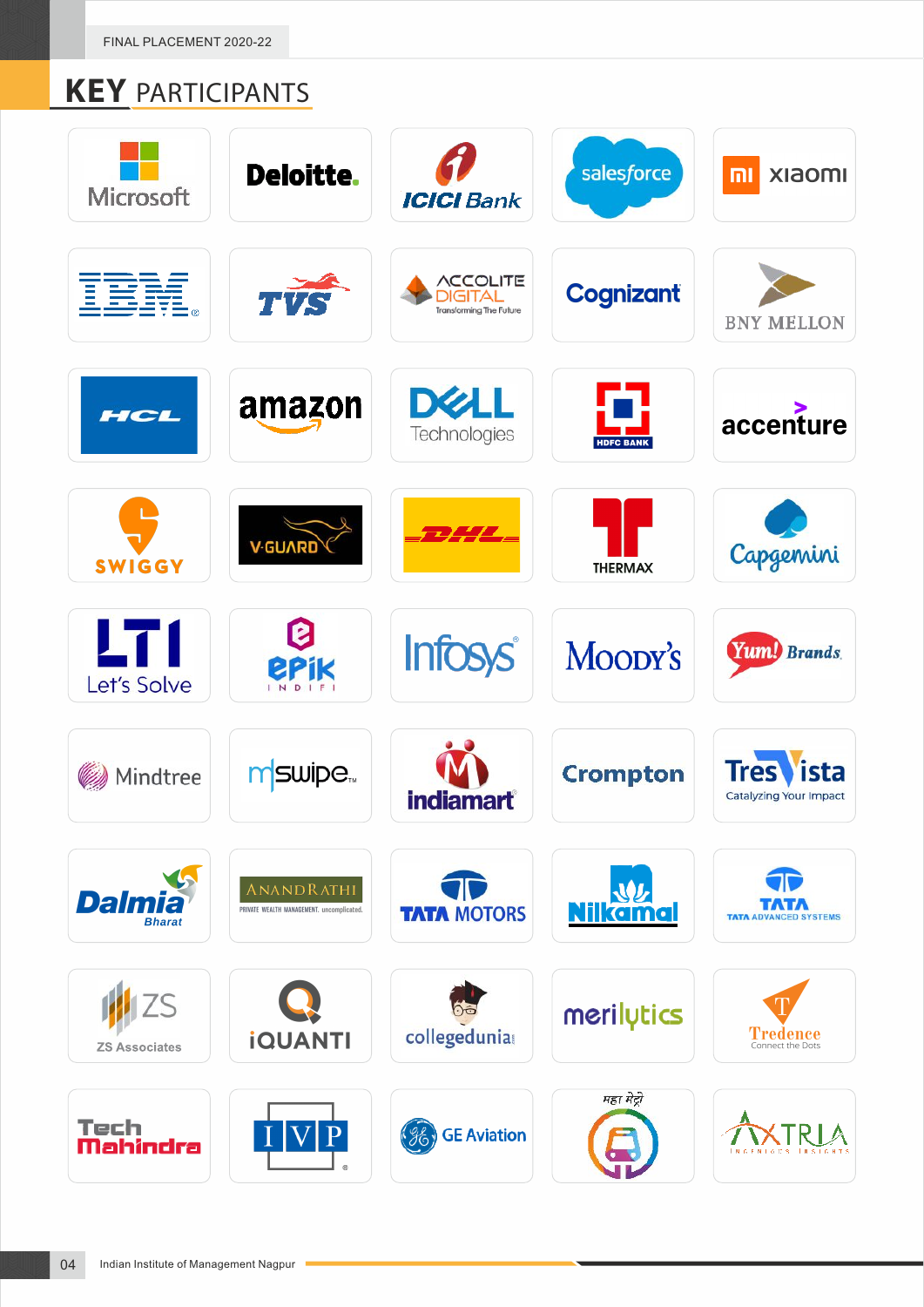# KEY PARTICIPANTS

Microsoft, Deloitte., ICICI Bank, salesforce, xiaomi

IBM, TVS, ACCOLITE DIGITAL Transforming The Future, Cognizant, BNY MELLON

HCL, amazon, DELL Technologies, HDFC BANK, accenture

SWIGGY, V-GUARD, DHL, THERMAX, Capgemini

LTI Let's Solve, ePik INDIFI, Infosys, Moody's, Yum! Brands

Mindtree, mswipe, indiamart, Crompton, TresVista Catalyzing Your Impact

Dalmia Bharat, ANANDRATHI PRIVATE WEALTH MANAGEMENT. uncomplicated., TATA MOTORS, Nilkamal, TATA ADVANCED SYSTEMS

ZS Associates, iQUANTI, collegedunia, merilytics, Tredence Connect the Dots

Tech Mahindra, IVP, GE Aviation, महा मेट्रो, AXTRIA INGENIOUS INSIGHTS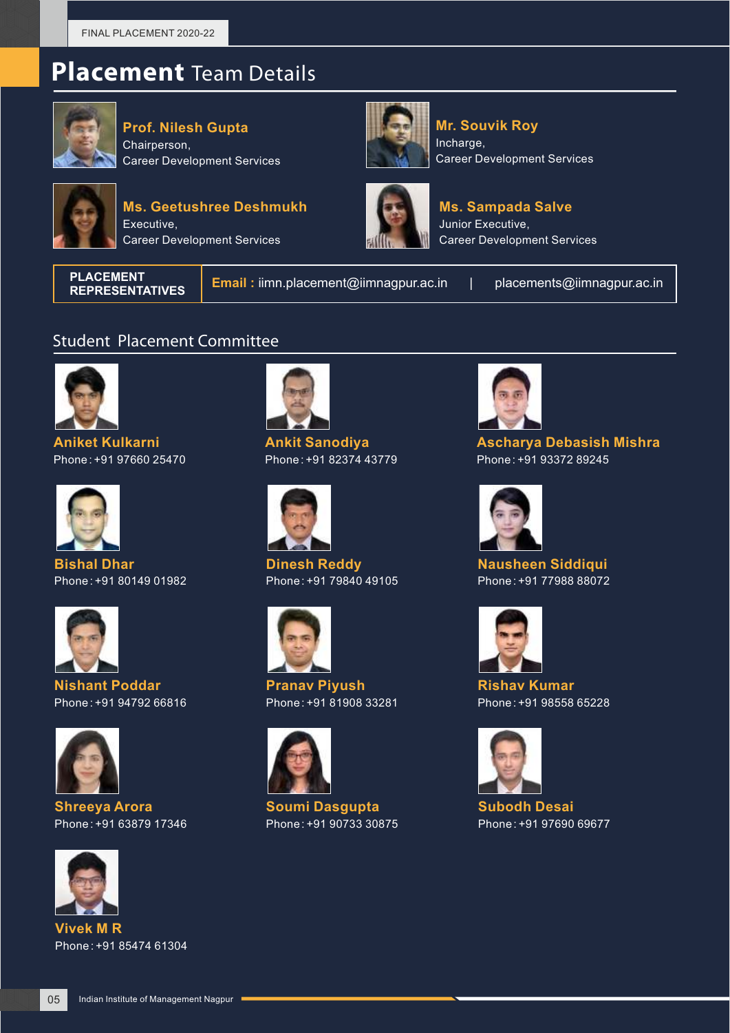# **Placement** Team Details

**Prof. Nilesh Gupta**
Chairperson,
Career Development Services

**Mr. Souvik Roy**
Incharge,
Career Development Services

**Ms. Geetushree Deshmukh**
Executive,
Career Development Services

**Ms. Sampada Salve**
Junior Executive,
Career Development Services

| PLACEMENT REPRESENTATIVES | **Email :** iimn.placement@iimnagpur.ac.in \| placements@iimnagpur.ac.in |
|---|---|

## Student Placement Committee

**Aniket Kulkarni**
Phone : +91 97660 25470

**Ankit Sanodiya**
Phone : +91 82374 43779

**Ascharya Debasish Mishra**
Phone : +91 93372 89245

**Bishal Dhar**
Phone : +91 80149 01982

**Dinesh Reddy**
Phone : +91 79840 49105

**Nausheen Siddiqui**
Phone : +91 77988 88072

**Nishant Poddar**
Phone : +91 94792 66816

**Pranav Piyush**
Phone : +91 81908 33281

**Rishav Kumar**
Phone : +91 98558 65228

**Shreeya Arora**
Phone : +91 63879 17346

**Soumi Dasgupta**
Phone : +91 90733 30875

**Subodh Desai**
Phone : +91 97690 69677

**Vivek M R**
Phone : +91 85474 61304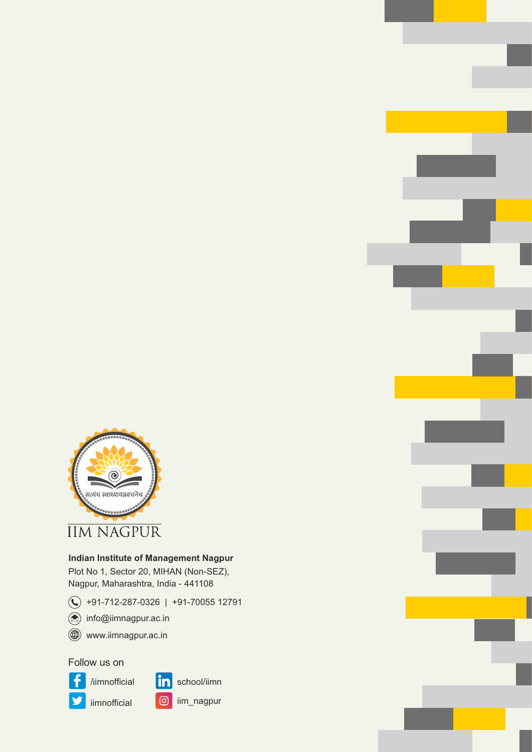सत्यंच स्वाध्यायप्रवचनेच

IIM NAGPUR

**Indian Institute of Management Nagpur**
Plot No 1, Sector 20, MIHAN (Non-SEZ),
Nagpur, Maharashtra, India - 441108

+91-712-287-0326 | +91-70055 12791

info@iimnagpur.ac.in

www.iimnagpur.ac.in

Follow us on

/iimnofficial

school/iimn

iimnofficial

iim_nagpur